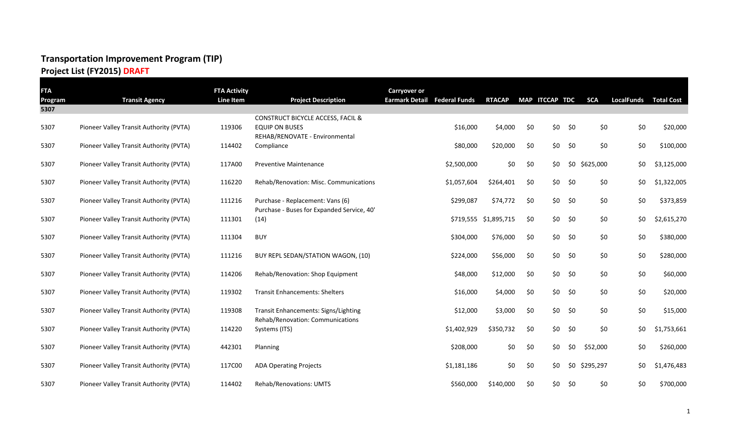# Transportation Improvement Program (TIP)

## Project List (FY2015) DRAFT

| FTA Program | Transit Agency | FTA Activity Line Item | Project Description | Carryover or Earmark Detail | Federal Funds | RTACAP | MAP | ITCCAP | TDC | SCA | LocalFunds | Total Cost |
|---|---|---|---|---|---|---|---|---|---|---|---|---|
| 5307 | | | | | | | | | | | | |
| 5307 | Pioneer Valley Transit Authority (PVTA) | 119306 | CONSTRUCT BICYCLE ACCESS, FACIL & EQUIP ON BUSES | | $16,000 | $4,000 | $0 | $0 | $0 | $0 | $0 | $20,000 |
| 5307 | Pioneer Valley Transit Authority (PVTA) | 114402 | REHAB/RENOVATE - Environmental Compliance | | $80,000 | $20,000 | $0 | $0 | $0 | $0 | $0 | $100,000 |
| 5307 | Pioneer Valley Transit Authority (PVTA) | 117A00 | Preventive Maintenance | | $2,500,000 | $0 | $0 | $0 | $0 | $625,000 | $0 | $3,125,000 |
| 5307 | Pioneer Valley Transit Authority (PVTA) | 116220 | Rehab/Renovation: Misc. Communications | | $1,057,604 | $264,401 | $0 | $0 | $0 | $0 | $0 | $1,322,005 |
| 5307 | Pioneer Valley Transit Authority (PVTA) | 111216 | Purchase - Replacement: Vans (6) | | $299,087 | $74,772 | $0 | $0 | $0 | $0 | $0 | $373,859 |
| 5307 | Pioneer Valley Transit Authority (PVTA) | 111301 | Purchase - Buses for Expanded Service, 40' (14) | | $719,555 | $1,895,715 | $0 | $0 | $0 | $0 | $0 | $2,615,270 |
| 5307 | Pioneer Valley Transit Authority (PVTA) | 111304 | BUY | | $304,000 | $76,000 | $0 | $0 | $0 | $0 | $0 | $380,000 |
| 5307 | Pioneer Valley Transit Authority (PVTA) | 111216 | BUY REPL SEDAN/STATION WAGON, (10) | | $224,000 | $56,000 | $0 | $0 | $0 | $0 | $0 | $280,000 |
| 5307 | Pioneer Valley Transit Authority (PVTA) | 114206 | Rehab/Renovation: Shop Equipment | | $48,000 | $12,000 | $0 | $0 | $0 | $0 | $0 | $60,000 |
| 5307 | Pioneer Valley Transit Authority (PVTA) | 119302 | Transit Enhancements: Shelters | | $16,000 | $4,000 | $0 | $0 | $0 | $0 | $0 | $20,000 |
| 5307 | Pioneer Valley Transit Authority (PVTA) | 119308 | Transit Enhancements: Signs/Lighting | | $12,000 | $3,000 | $0 | $0 | $0 | $0 | $0 | $15,000 |
| 5307 | Pioneer Valley Transit Authority (PVTA) | 114220 | Rehab/Renovation: Communications Systems (ITS) | | $1,402,929 | $350,732 | $0 | $0 | $0 | $0 | $0 | $1,753,661 |
| 5307 | Pioneer Valley Transit Authority (PVTA) | 442301 | Planning | | $208,000 | $0 | $0 | $0 | $0 | $52,000 | $0 | $260,000 |
| 5307 | Pioneer Valley Transit Authority (PVTA) | 117C00 | ADA Operating Projects | | $1,181,186 | $0 | $0 | $0 | $0 | $295,297 | $0 | $1,476,483 |
| 5307 | Pioneer Valley Transit Authority (PVTA) | 114402 | Rehab/Renovations: UMTS | | $560,000 | $140,000 | $0 | $0 | $0 | $0 | $0 | $700,000 |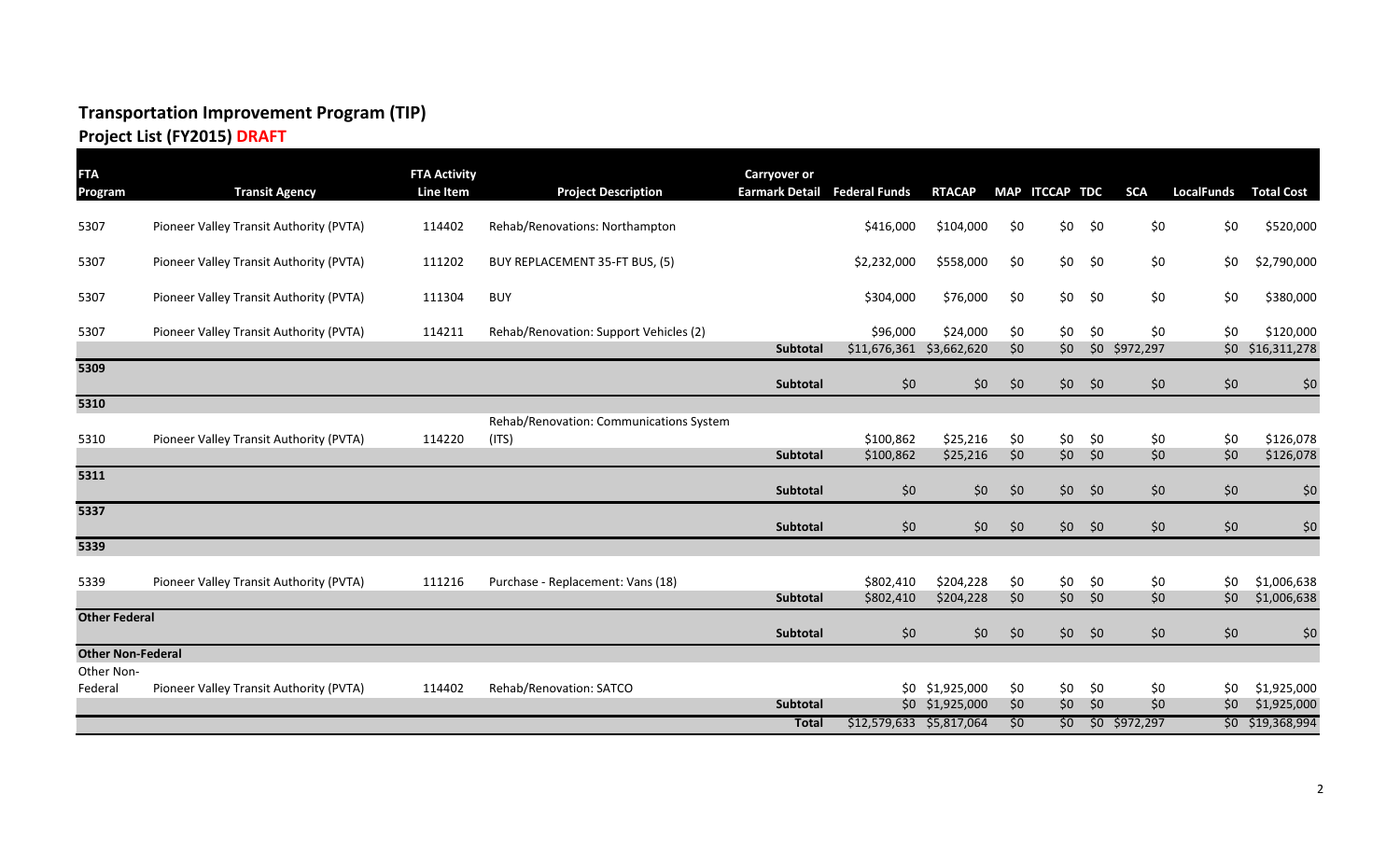# Transportation Improvement Program (TIP)

## Project List (FY2015) DRAFT

| FTA Program | Transit Agency | FTA Activity Line Item | Project Description | Carryover or Earmark Detail | Federal Funds | RTACAP | MAP | ITCCAP | TDC | SCA | LocalFunds | Total Cost |
|---|---|---|---|---|---|---|---|---|---|---|---|---|
| 5307 | Pioneer Valley Transit Authority (PVTA) | 114402 | Rehab/Renovations: Northampton | | $416,000 | $104,000 | $0 | $0 | $0 | $0 | $0 | $520,000 |
| 5307 | Pioneer Valley Transit Authority (PVTA) | 111202 | BUY REPLACEMENT 35-FT BUS, (5) | | $2,232,000 | $558,000 | $0 | $0 | $0 | $0 | $0 | $2,790,000 |
| 5307 | Pioneer Valley Transit Authority (PVTA) | 111304 | BUY | | $304,000 | $76,000 | $0 | $0 | $0 | $0 | $0 | $380,000 |
| 5307 | Pioneer Valley Transit Authority (PVTA) | 114211 | Rehab/Renovation: Support Vehicles (2) | | $96,000 | $24,000 | $0 | $0 | $0 | $0 | $0 | $120,000 |
| | | | | **Subtotal** | $11,676,361 | $3,662,620 | $0 | $0 | $0 | $972,297 | $0 | $16,311,278 |
| **5309** | | | | | | | | | | | | |
| | | | | **Subtotal** | $0 | $0 | $0 | $0 | $0 | $0 | $0 | $0 |
| **5310** | | | | | | | | | | | | |
| 5310 | Pioneer Valley Transit Authority (PVTA) | 114220 | Rehab/Renovation: Communications System (ITS) | | $100,862 | $25,216 | $0 | $0 | $0 | $0 | $0 | $126,078 |
| | | | | **Subtotal** | $100,862 | $25,216 | $0 | $0 | $0 | $0 | $0 | $126,078 |
| **5311** | | | | | | | | | | | | |
| | | | | **Subtotal** | $0 | $0 | $0 | $0 | $0 | $0 | $0 | $0 |
| **5337** | | | | | | | | | | | | |
| | | | | **Subtotal** | $0 | $0 | $0 | $0 | $0 | $0 | $0 | $0 |
| **5339** | | | | | | | | | | | | |
| 5339 | Pioneer Valley Transit Authority (PVTA) | 111216 | Purchase - Replacement: Vans (18) | | $802,410 | $204,228 | $0 | $0 | $0 | $0 | $0 | $1,006,638 |
| | | | | **Subtotal** | $802,410 | $204,228 | $0 | $0 | $0 | $0 | $0 | $1,006,638 |
| **Other Federal** | | | | | | | | | | | | |
| | | | | **Subtotal** | $0 | $0 | $0 | $0 | $0 | $0 | $0 | $0 |
| **Other Non-Federal** | | | | | | | | | | | | |
| Other Non-Federal | Pioneer Valley Transit Authority (PVTA) | 114402 | Rehab/Renovation: SATCO | | $0 | $1,925,000 | $0 | $0 | $0 | $0 | $0 | $1,925,000 |
| | | | | **Subtotal** | $0 | $1,925,000 | $0 | $0 | $0 | $0 | $0 | $1,925,000 |
| | | | | **Total** | $12,579,633 | $5,817,064 | $0 | $0 | $0 | $972,297 | $0 | $19,368,994 |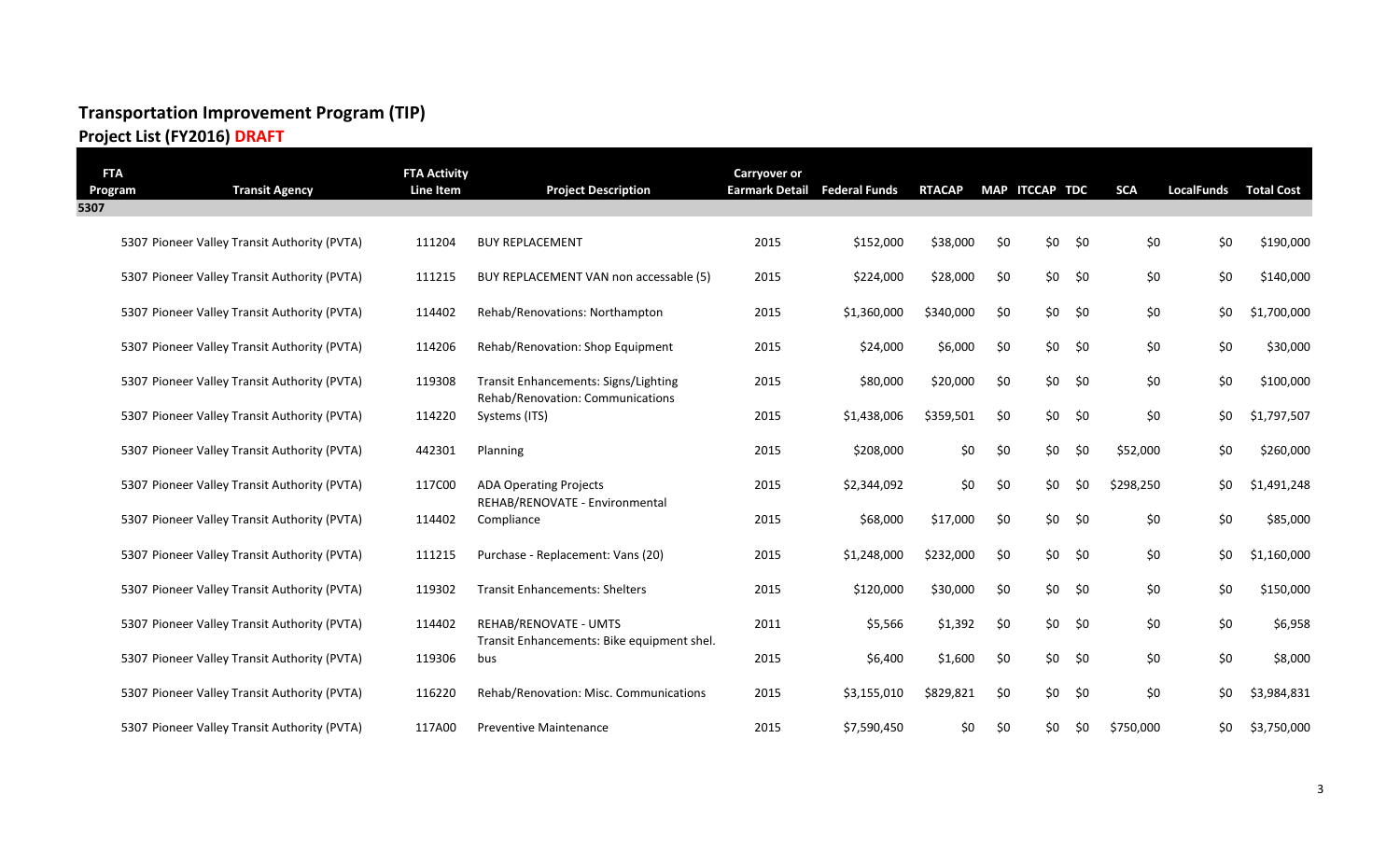## Transportation Improvement Program (TIP)

### Project List (FY2016) DRAFT

| FTA Program | Transit Agency | FTA Activity Line Item | Project Description | Carryover or Earmark Detail | Federal Funds | RTACAP | MAP | ITCCAP | TDC | SCA | LocalFunds | Total Cost |
|---|---|---|---|---|---|---|---|---|---|---|---|---|
| **5307** | | | | | | | | | | | | |
| 5307 | Pioneer Valley Transit Authority (PVTA) | 111204 | BUY REPLACEMENT | 2015 | $152,000 | $38,000 | $0 | $0 | $0 | $0 | $0 | $190,000 |
| 5307 | Pioneer Valley Transit Authority (PVTA) | 111215 | BUY REPLACEMENT VAN non accessable (5) | 2015 | $224,000 | $28,000 | $0 | $0 | $0 | $0 | $0 | $140,000 |
| 5307 | Pioneer Valley Transit Authority (PVTA) | 114402 | Rehab/Renovations: Northampton | 2015 | $1,360,000 | $340,000 | $0 | $0 | $0 | $0 | $0 | $1,700,000 |
| 5307 | Pioneer Valley Transit Authority (PVTA) | 114206 | Rehab/Renovation: Shop Equipment | 2015 | $24,000 | $6,000 | $0 | $0 | $0 | $0 | $0 | $30,000 |
| 5307 | Pioneer Valley Transit Authority (PVTA) | 119308 | Transit Enhancements: Signs/Lighting | 2015 | $80,000 | $20,000 | $0 | $0 | $0 | $0 | $0 | $100,000 |
| 5307 | Pioneer Valley Transit Authority (PVTA) | 114220 | Rehab/Renovation: Communications Systems (ITS) | 2015 | $1,438,006 | $359,501 | $0 | $0 | $0 | $0 | $0 | $1,797,507 |
| 5307 | Pioneer Valley Transit Authority (PVTA) | 442301 | Planning | 2015 | $208,000 | $0 | $0 | $0 | $0 | $52,000 | $0 | $260,000 |
| 5307 | Pioneer Valley Transit Authority (PVTA) | 117C00 | ADA Operating Projects | 2015 | $2,344,092 | $0 | $0 | $0 | $0 | $298,250 | $0 | $1,491,248 |
| 5307 | Pioneer Valley Transit Authority (PVTA) | 114402 | REHAB/RENOVATE - Environmental Compliance | 2015 | $68,000 | $17,000 | $0 | $0 | $0 | $0 | $0 | $85,000 |
| 5307 | Pioneer Valley Transit Authority (PVTA) | 111215 | Purchase - Replacement: Vans (20) | 2015 | $1,248,000 | $232,000 | $0 | $0 | $0 | $0 | $0 | $1,160,000 |
| 5307 | Pioneer Valley Transit Authority (PVTA) | 119302 | Transit Enhancements: Shelters | 2015 | $120,000 | $30,000 | $0 | $0 | $0 | $0 | $0 | $150,000 |
| 5307 | Pioneer Valley Transit Authority (PVTA) | 114402 | REHAB/RENOVATE - UMTS | 2011 | $5,566 | $1,392 | $0 | $0 | $0 | $0 | $0 | $6,958 |
| 5307 | Pioneer Valley Transit Authority (PVTA) | 119306 | Transit Enhancements: Bike equipment shel. bus | 2015 | $6,400 | $1,600 | $0 | $0 | $0 | $0 | $0 | $8,000 |
| 5307 | Pioneer Valley Transit Authority (PVTA) | 116220 | Rehab/Renovation: Misc. Communications | 2015 | $3,155,010 | $829,821 | $0 | $0 | $0 | $0 | $0 | $3,984,831 |
| 5307 | Pioneer Valley Transit Authority (PVTA) | 117A00 | Preventive Maintenance | 2015 | $7,590,450 | $0 | $0 | $0 | $0 | $750,000 | $0 | $3,750,000 |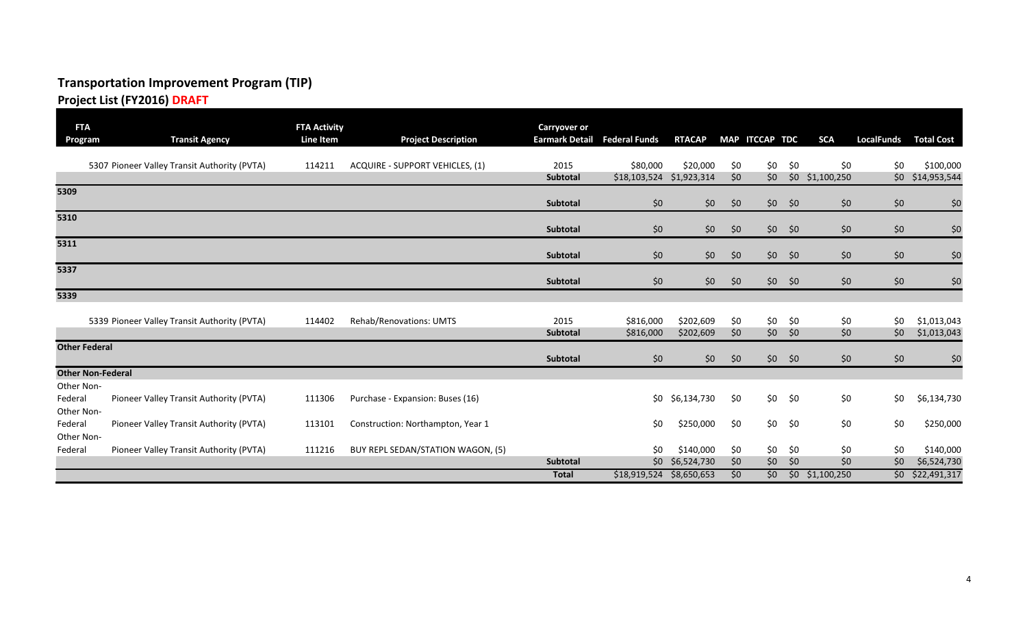# Transportation Improvement Program (TIP)

## Project List (FY2016) DRAFT

| FTA Program | Transit Agency | FTA Activity Line Item | Project Description | Carryover or Earmark Detail | Federal Funds | RTACAP | MAP | ITCCAP | TDC | SCA | LocalFunds | Total Cost |
|---|---|---|---|---|---|---|---|---|---|---|---|---|
| 5307 | Pioneer Valley Transit Authority (PVTA) | 114211 | ACQUIRE - SUPPORT VEHICLES, (1) | 2015 | $80,000 | $20,000 | $0 | $0 | $0 | $0 | $0 | $100,000 |
| | | | | **Subtotal** | $18,103,524 | $1,923,314 | $0 | $0 | $0 | $1,100,250 | $0 | $14,953,544 |
| **5309** | | | | | | | | | | | | |
| | | | | **Subtotal** | $0 | $0 | $0 | $0 | $0 | $0 | $0 | $0 |
| **5310** | | | | | | | | | | | | |
| | | | | **Subtotal** | $0 | $0 | $0 | $0 | $0 | $0 | $0 | $0 |
| **5311** | | | | | | | | | | | | |
| | | | | **Subtotal** | $0 | $0 | $0 | $0 | $0 | $0 | $0 | $0 |
| **5337** | | | | | | | | | | | | |
| | | | | **Subtotal** | $0 | $0 | $0 | $0 | $0 | $0 | $0 | $0 |
| **5339** | | | | | | | | | | | | |
| 5339 | Pioneer Valley Transit Authority (PVTA) | 114402 | Rehab/Renovations: UMTS | 2015 | $816,000 | $202,609 | $0 | $0 | $0 | $0 | $0 | $1,013,043 |
| | | | | **Subtotal** | $816,000 | $202,609 | $0 | $0 | $0 | $0 | $0 | $1,013,043 |
| **Other Federal** | | | | | | | | | | | | |
| | | | | **Subtotal** | $0 | $0 | $0 | $0 | $0 | $0 | $0 | $0 |
| **Other Non-Federal** | | | | | | | | | | | | |
| Other Non-Federal | Pioneer Valley Transit Authority (PVTA) | 111306 | Purchase - Expansion: Buses (16) | | $0 | $6,134,730 | $0 | $0 | $0 | $0 | $0 | $6,134,730 |
| Other Non-Federal | Pioneer Valley Transit Authority (PVTA) | 113101 | Construction: Northampton, Year 1 | | $0 | $250,000 | $0 | $0 | $0 | $0 | $0 | $250,000 |
| Other Non-Federal | Pioneer Valley Transit Authority (PVTA) | 111216 | BUY REPL SEDAN/STATION WAGON, (5) | | $0 | $140,000 | $0 | $0 | $0 | $0 | $0 | $140,000 |
| | | | | **Subtotal** | $0 | $6,524,730 | $0 | $0 | $0 | $0 | $0 | $6,524,730 |
| | | | | **Total** | $18,919,524 | $8,650,653 | $0 | $0 | $0 | $1,100,250 | $0 | $22,491,317 |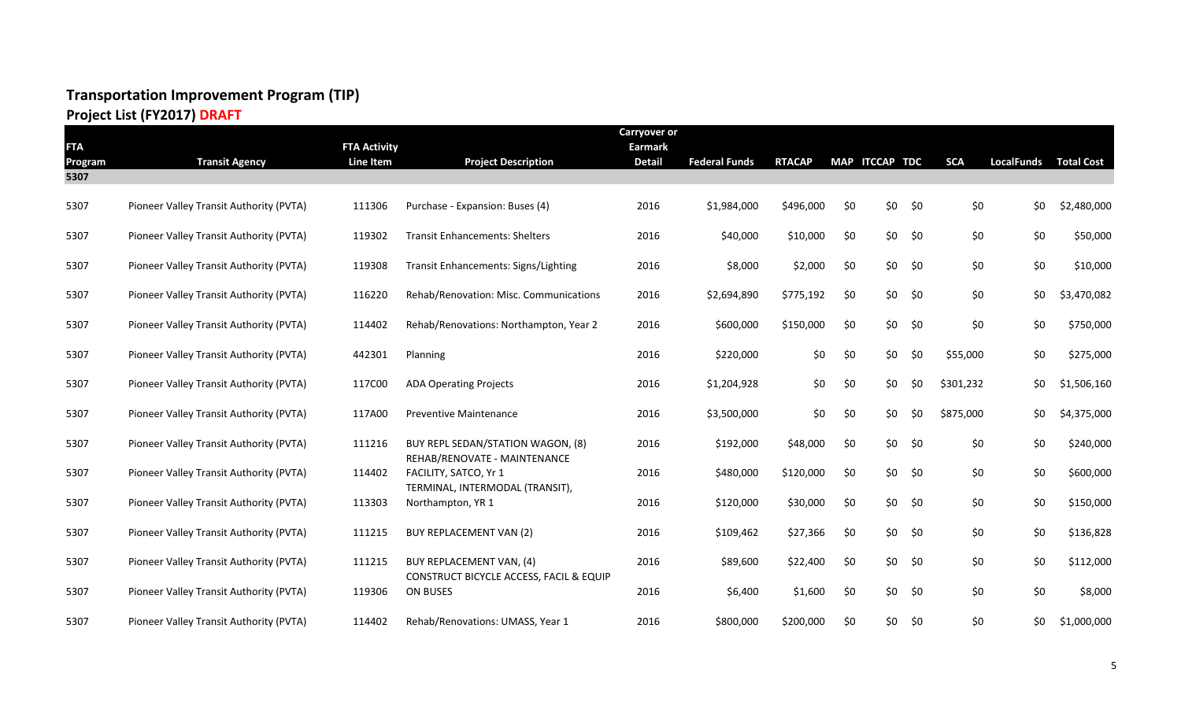# Transportation Improvement Program (TIP)

## Project List (FY2017) DRAFT

| FTA Program | Transit Agency | FTA Activity Line Item | Project Description | Carryover or Earmark Detail | Federal Funds | RTACAP | MAP | ITCCAP | TDC | SCA | LocalFunds | Total Cost |
|---|---|---|---|---|---|---|---|---|---|---|---|---|
| 5307 | | | | | | | | | | | | |
| 5307 | Pioneer Valley Transit Authority (PVTA) | 111306 | Purchase - Expansion: Buses (4) | 2016 | $1,984,000 | $496,000 | $0 | $0 | $0 | $0 | $0 | $2,480,000 |
| 5307 | Pioneer Valley Transit Authority (PVTA) | 119302 | Transit Enhancements: Shelters | 2016 | $40,000 | $10,000 | $0 | $0 | $0 | $0 | $0 | $50,000 |
| 5307 | Pioneer Valley Transit Authority (PVTA) | 119308 | Transit Enhancements: Signs/Lighting | 2016 | $8,000 | $2,000 | $0 | $0 | $0 | $0 | $0 | $10,000 |
| 5307 | Pioneer Valley Transit Authority (PVTA) | 116220 | Rehab/Renovation: Misc. Communications | 2016 | $2,694,890 | $775,192 | $0 | $0 | $0 | $0 | $0 | $3,470,082 |
| 5307 | Pioneer Valley Transit Authority (PVTA) | 114402 | Rehab/Renovations: Northampton, Year 2 | 2016 | $600,000 | $150,000 | $0 | $0 | $0 | $0 | $0 | $750,000 |
| 5307 | Pioneer Valley Transit Authority (PVTA) | 442301 | Planning | 2016 | $220,000 | $0 | $0 | $0 | $0 | $55,000 | $0 | $275,000 |
| 5307 | Pioneer Valley Transit Authority (PVTA) | 117C00 | ADA Operating Projects | 2016 | $1,204,928 | $0 | $0 | $0 | $0 | $301,232 | $0 | $1,506,160 |
| 5307 | Pioneer Valley Transit Authority (PVTA) | 117A00 | Preventive Maintenance | 2016 | $3,500,000 | $0 | $0 | $0 | $0 | $875,000 | $0 | $4,375,000 |
| 5307 | Pioneer Valley Transit Authority (PVTA) | 111216 | BUY REPL SEDAN/STATION WAGON, (8) | 2016 | $192,000 | $48,000 | $0 | $0 | $0 | $0 | $0 | $240,000 |
| 5307 | Pioneer Valley Transit Authority (PVTA) | 114402 | REHAB/RENOVATE - MAINTENANCE FACILITY, SATCO, Yr 1 | 2016 | $480,000 | $120,000 | $0 | $0 | $0 | $0 | $0 | $600,000 |
| 5307 | Pioneer Valley Transit Authority (PVTA) | 113303 | TERMINAL, INTERMODAL (TRANSIT), Northampton, YR 1 | 2016 | $120,000 | $30,000 | $0 | $0 | $0 | $0 | $0 | $150,000 |
| 5307 | Pioneer Valley Transit Authority (PVTA) | 111215 | BUY REPLACEMENT VAN (2) | 2016 | $109,462 | $27,366 | $0 | $0 | $0 | $0 | $0 | $136,828 |
| 5307 | Pioneer Valley Transit Authority (PVTA) | 111215 | BUY REPLACEMENT VAN, (4) | 2016 | $89,600 | $22,400 | $0 | $0 | $0 | $0 | $0 | $112,000 |
| 5307 | Pioneer Valley Transit Authority (PVTA) | 119306 | CONSTRUCT BICYCLE ACCESS, FACIL & EQUIP ON BUSES | 2016 | $6,400 | $1,600 | $0 | $0 | $0 | $0 | $0 | $8,000 |
| 5307 | Pioneer Valley Transit Authority (PVTA) | 114402 | Rehab/Renovations: UMASS, Year 1 | 2016 | $800,000 | $200,000 | $0 | $0 | $0 | $0 | $0 | $1,000,000 |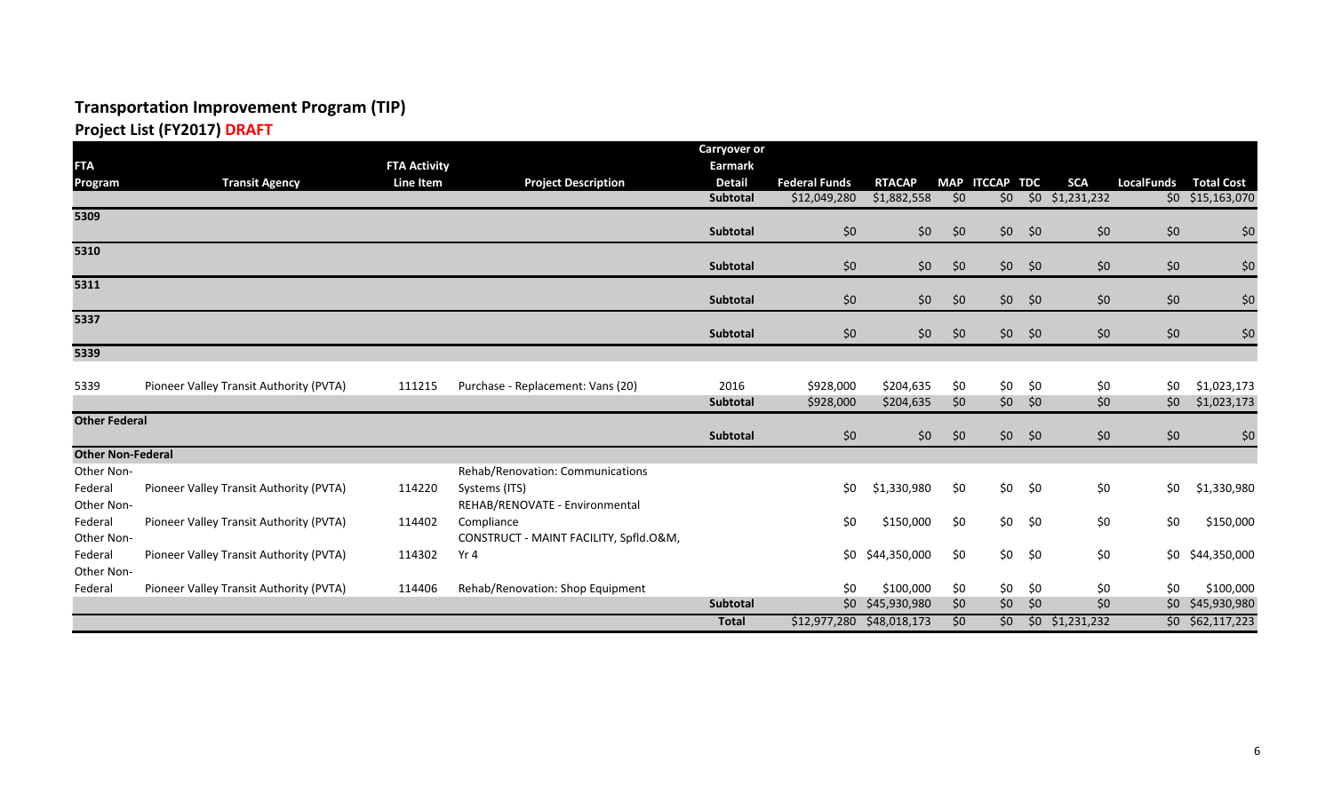# Transportation Improvement Program (TIP)

## Project List (FY2017) DRAFT

| FTA Program | Transit Agency | FTA Activity Line Item | Project Description | Carryover or Earmark Detail | Federal Funds | RTACAP | MAP | ITCCAP | TDC | SCA | LocalFunds | Total Cost |
|---|---|---|---|---|---|---|---|---|---|---|---|---|
| | | | | **Subtotal** | $12,049,280 | $1,882,558 | $0 | $0 | $0 | $1,231,232 | $0 | $15,163,070 |
| **5309** | | | | | | | | | | | | |
| | | | | **Subtotal** | $0 | $0 | $0 | $0 | $0 | $0 | $0 | $0 |
| **5310** | | | | | | | | | | | | |
| | | | | **Subtotal** | $0 | $0 | $0 | $0 | $0 | $0 | $0 | $0 |
| **5311** | | | | | | | | | | | | |
| | | | | **Subtotal** | $0 | $0 | $0 | $0 | $0 | $0 | $0 | $0 |
| **5337** | | | | | | | | | | | | |
| | | | | **Subtotal** | $0 | $0 | $0 | $0 | $0 | $0 | $0 | $0 |
| **5339** | | | | | | | | | | | | |
| 5339 | Pioneer Valley Transit Authority (PVTA) | 111215 | Purchase - Replacement: Vans (20) | 2016 | $928,000 | $204,635 | $0 | $0 | $0 | $0 | $0 | $1,023,173 |
| | | | | **Subtotal** | $928,000 | $204,635 | $0 | $0 | $0 | $0 | $0 | $1,023,173 |
| **Other Federal** | | | | | | | | | | | | |
| | | | | **Subtotal** | $0 | $0 | $0 | $0 | $0 | $0 | $0 | $0 |
| **Other Non-Federal** | | | | | | | | | | | | |
| Other Non-Federal | Pioneer Valley Transit Authority (PVTA) | 114220 | Rehab/Renovation: Communications Systems (ITS) | | $0 | $1,330,980 | $0 | $0 | $0 | $0 | $0 | $1,330,980 |
| Other Non-Federal | Pioneer Valley Transit Authority (PVTA) | 114402 | REHAB/RENOVATE - Environmental Compliance | | $0 | $150,000 | $0 | $0 | $0 | $0 | $0 | $150,000 |
| Other Non-Federal | Pioneer Valley Transit Authority (PVTA) | 114302 | CONSTRUCT - MAINT FACILITY, Spfld.O&M, Yr 4 | | $0 | $44,350,000 | $0 | $0 | $0 | $0 | $0 | $44,350,000 |
| Other Non-Federal | Pioneer Valley Transit Authority (PVTA) | 114406 | Rehab/Renovation: Shop Equipment | | $0 | $100,000 | $0 | $0 | $0 | $0 | $0 | $100,000 |
| | | | | **Subtotal** | $0 | $45,930,980 | $0 | $0 | $0 | $0 | $0 | $45,930,980 |
| | | | | **Total** | $12,977,280 | $48,018,173 | $0 | $0 | $0 | $1,231,232 | $0 | $62,117,223 |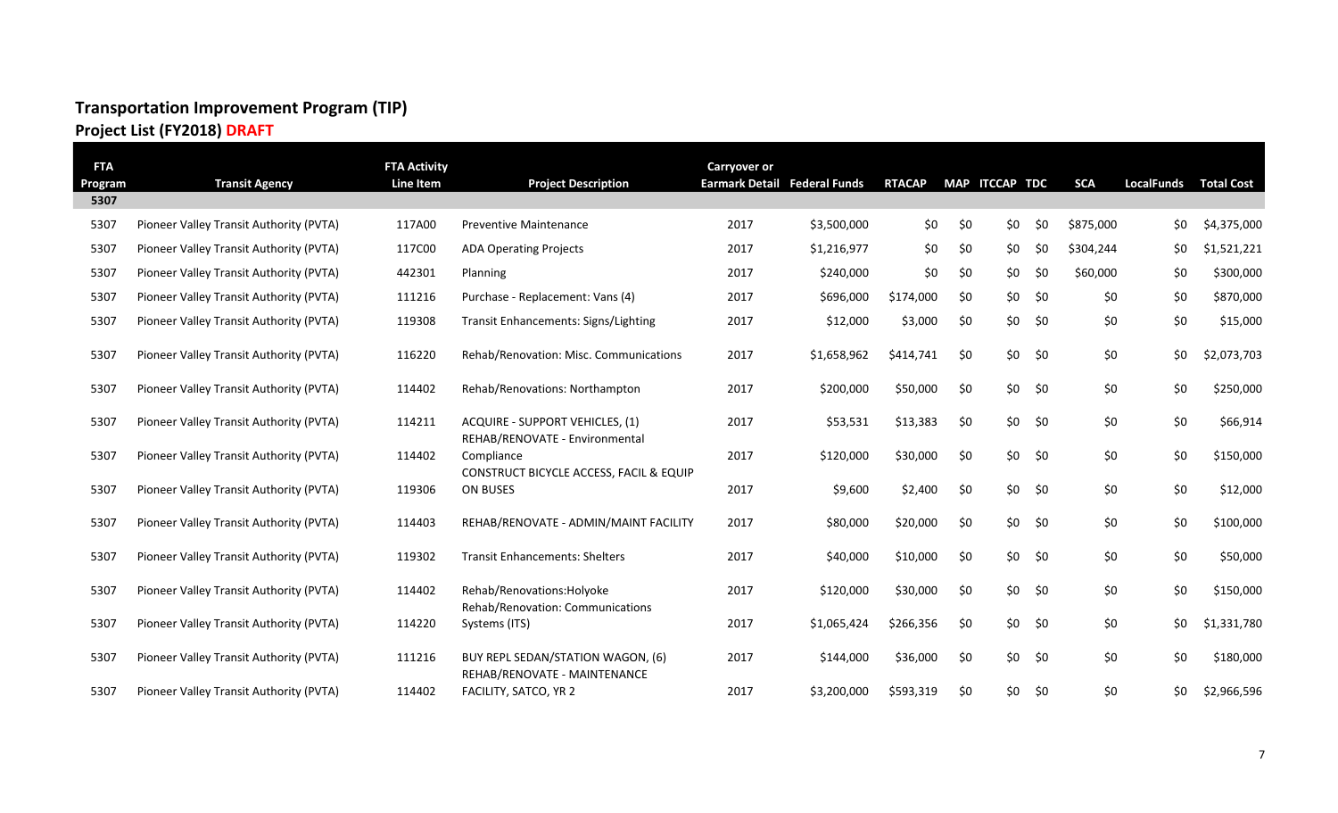## Transportation Improvement Program (TIP)
### Project List (FY2018) DRAFT

| FTA Program | Transit Agency | FTA Activity Line Item | Project Description | Carryover or Earmark Detail | Federal Funds | RTACAP | MAP | ITCCAP | TDC | SCA | LocalFunds | Total Cost |
|---|---|---|---|---|---|---|---|---|---|---|---|---|
| 5307 | | | | | | | | | | | | |
| 5307 | Pioneer Valley Transit Authority (PVTA) | 117A00 | Preventive Maintenance | 2017 | $3,500,000 | $0 | $0 | $0 | $0 | $875,000 | $0 | $4,375,000 |
| 5307 | Pioneer Valley Transit Authority (PVTA) | 117C00 | ADA Operating Projects | 2017 | $1,216,977 | $0 | $0 | $0 | $0 | $304,244 | $0 | $1,521,221 |
| 5307 | Pioneer Valley Transit Authority (PVTA) | 442301 | Planning | 2017 | $240,000 | $0 | $0 | $0 | $0 | $60,000 | $0 | $300,000 |
| 5307 | Pioneer Valley Transit Authority (PVTA) | 111216 | Purchase - Replacement: Vans (4) | 2017 | $696,000 | $174,000 | $0 | $0 | $0 | $0 | $0 | $870,000 |
| 5307 | Pioneer Valley Transit Authority (PVTA) | 119308 | Transit Enhancements: Signs/Lighting | 2017 | $12,000 | $3,000 | $0 | $0 | $0 | $0 | $0 | $15,000 |
| 5307 | Pioneer Valley Transit Authority (PVTA) | 116220 | Rehab/Renovation: Misc. Communications | 2017 | $1,658,962 | $414,741 | $0 | $0 | $0 | $0 | $0 | $2,073,703 |
| 5307 | Pioneer Valley Transit Authority (PVTA) | 114402 | Rehab/Renovations: Northampton | 2017 | $200,000 | $50,000 | $0 | $0 | $0 | $0 | $0 | $250,000 |
| 5307 | Pioneer Valley Transit Authority (PVTA) | 114211 | ACQUIRE - SUPPORT VEHICLES, (1) | 2017 | $53,531 | $13,383 | $0 | $0 | $0 | $0 | $0 | $66,914 |
| 5307 | Pioneer Valley Transit Authority (PVTA) | 114402 | REHAB/RENOVATE - Environmental Compliance | 2017 | $120,000 | $30,000 | $0 | $0 | $0 | $0 | $0 | $150,000 |
| 5307 | Pioneer Valley Transit Authority (PVTA) | 119306 | CONSTRUCT BICYCLE ACCESS, FACIL & EQUIP ON BUSES | 2017 | $9,600 | $2,400 | $0 | $0 | $0 | $0 | $0 | $12,000 |
| 5307 | Pioneer Valley Transit Authority (PVTA) | 114403 | REHAB/RENOVATE - ADMIN/MAINT FACILITY | 2017 | $80,000 | $20,000 | $0 | $0 | $0 | $0 | $0 | $100,000 |
| 5307 | Pioneer Valley Transit Authority (PVTA) | 119302 | Transit Enhancements: Shelters | 2017 | $40,000 | $10,000 | $0 | $0 | $0 | $0 | $0 | $50,000 |
| 5307 | Pioneer Valley Transit Authority (PVTA) | 114402 | Rehab/Renovations:Holyoke | 2017 | $120,000 | $30,000 | $0 | $0 | $0 | $0 | $0 | $150,000 |
| 5307 | Pioneer Valley Transit Authority (PVTA) | 114220 | Rehab/Renovation: Communications Systems (ITS) | 2017 | $1,065,424 | $266,356 | $0 | $0 | $0 | $0 | $0 | $1,331,780 |
| 5307 | Pioneer Valley Transit Authority (PVTA) | 111216 | BUY REPL SEDAN/STATION WAGON, (6) | 2017 | $144,000 | $36,000 | $0 | $0 | $0 | $0 | $0 | $180,000 |
| 5307 | Pioneer Valley Transit Authority (PVTA) | 114402 | REHAB/RENOVATE - MAINTENANCE FACILITY, SATCO, YR 2 | 2017 | $3,200,000 | $593,319 | $0 | $0 | $0 | $0 | $0 | $2,966,596 |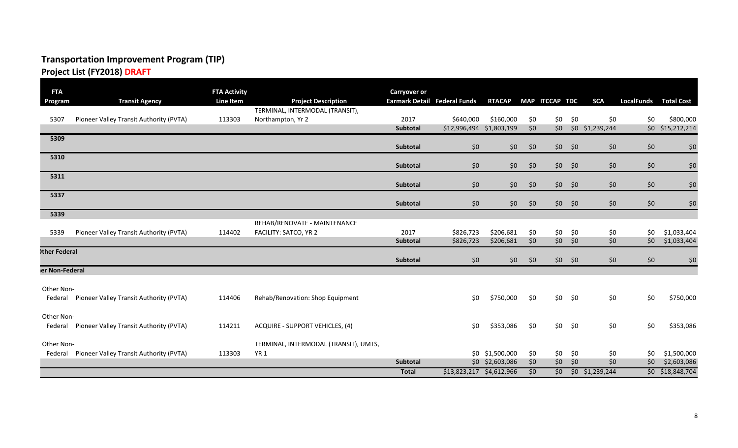## Transportation Improvement Program (TIP)

### Project List (FY2018) DRAFT

| FTA Program | Transit Agency | FTA Activity Line Item | Project Description | Carryover or Earmark Detail | Federal Funds | RTACAP | MAP | ITCCAP | TDC | SCA | LocalFunds | Total Cost |
|---|---|---|---|---|---|---|---|---|---|---|---|---|
| 5307 | Pioneer Valley Transit Authority (PVTA) | 113303 | TERMINAL, INTERMODAL (TRANSIT), Northampton, Yr 2 | 2017 | $640,000 | $160,000 | $0 | $0 | $0 | $0 | $0 | $800,000 |
| | | | | Subtotal | $12,996,494 | $1,803,199 | $0 | $0 | $0 | $1,239,244 | $0 | $15,212,214 |
| 5309 | | | | | | | | | | | | |
| | | | | Subtotal | $0 | $0 | $0 | $0 | $0 | $0 | $0 | $0 |
| 5310 | | | | | | | | | | | | |
| | | | | Subtotal | $0 | $0 | $0 | $0 | $0 | $0 | $0 | $0 |
| 5311 | | | | | | | | | | | | |
| | | | | Subtotal | $0 | $0 | $0 | $0 | $0 | $0 | $0 | $0 |
| 5337 | | | | | | | | | | | | |
| | | | | Subtotal | $0 | $0 | $0 | $0 | $0 | $0 | $0 | $0 |
| 5339 | | | | | | | | | | | | |
| 5339 | Pioneer Valley Transit Authority (PVTA) | 114402 | REHAB/RENOVATE - MAINTENANCE FACILITY: SATCO, YR 2 | 2017 | $826,723 | $206,681 | $0 | $0 | $0 | $0 | $0 | $1,033,404 |
| | | | | Subtotal | $826,723 | $206,681 | $0 | $0 | $0 | $0 | $0 | $1,033,404 |
| Other Federal | | | | | | | | | | | | |
| | | | | Subtotal | $0 | $0 | $0 | $0 | $0 | $0 | $0 | $0 |
| Other Non-Federal | | | | | | | | | | | | |
| Other Non-Federal | Pioneer Valley Transit Authority (PVTA) | 114406 | Rehab/Renovation: Shop Equipment | | $0 | $750,000 | $0 | $0 | $0 | $0 | $0 | $750,000 |
| Other Non-Federal | Pioneer Valley Transit Authority (PVTA) | 114211 | ACQUIRE - SUPPORT VEHICLES, (4) | | $0 | $353,086 | $0 | $0 | $0 | $0 | $0 | $353,086 |
| Other Non-Federal | Pioneer Valley Transit Authority (PVTA) | 113303 | TERMINAL, INTERMODAL (TRANSIT), UMTS, YR 1 | | $0 | $1,500,000 | $0 | $0 | $0 | $0 | $0 | $1,500,000 |
| | | | | Subtotal | $0 | $2,603,086 | $0 | $0 | $0 | $0 | $0 | $2,603,086 |
| | | | | Total | $13,823,217 | $4,612,966 | $0 | $0 | $0 | $1,239,244 | $0 | $18,848,704 |